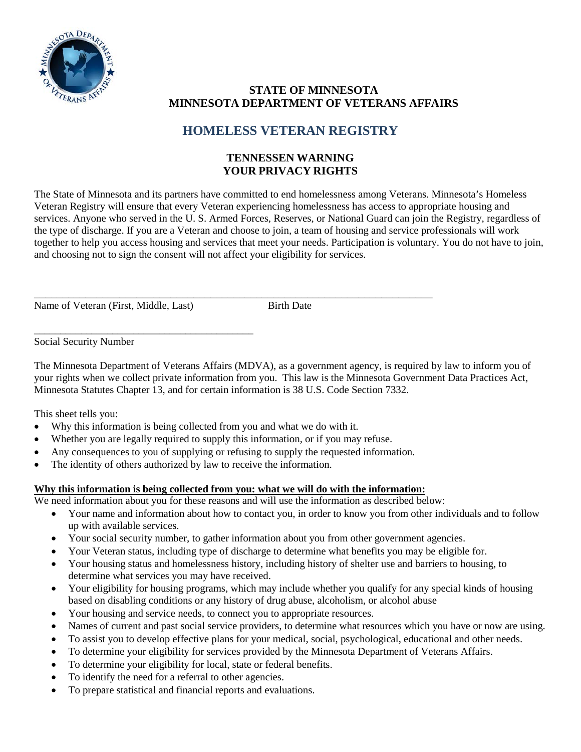**STATE OF MINNESOTA**
**MINNESOTA DEPARTMENT OF VETERANS AFFAIRS**

# HOMELESS VETERAN REGISTRY

## TENNESSEN WARNING
## YOUR PRIVACY RIGHTS

The State of Minnesota and its partners have committed to end homelessness among Veterans. Minnesota's Homeless Veteran Registry will ensure that every Veteran experiencing homelessness has access to appropriate housing and services. Anyone who served in the U. S. Armed Forces, Reserves, or National Guard can join the Registry, regardless of the type of discharge. If you are a Veteran and choose to join, a team of housing and service professionals will work together to help you access housing and services that meet your needs. Participation is voluntary. You do not have to join, and choosing not to sign the consent will not affect your eligibility for services.

\_\_\_\_\_\_\_\_\_\_\_\_\_\_\_\_\_\_\_\_\_\_\_\_\_\_\_\_\_\_\_\_\_\_\_\_\_\_\_\_\_\_\_\_\_\_\_\_\_\_\_\_\_\_\_\_\_\_\_\_\_\_\_\_\_\_\_\_\_\_\_\_\_\_\_\_

Name of Veteran (First, Middle, Last)                    Birth Date

\_\_\_\_\_\_\_\_\_\_\_\_\_\_\_\_\_\_\_\_\_\_\_\_\_\_\_\_\_\_\_\_\_\_\_\_\_\_\_\_\_\_\_\_

Social Security Number

The Minnesota Department of Veterans Affairs (MDVA), as a government agency, is required by law to inform you of your rights when we collect private information from you. This law is the Minnesota Government Data Practices Act, Minnesota Statutes Chapter 13, and for certain information is 38 U.S. Code Section 7332.

This sheet tells you:

- Why this information is being collected from you and what we do with it.
- Whether you are legally required to supply this information, or if you may refuse.
- Any consequences to you of supplying or refusing to supply the requested information.
- The identity of others authorized by law to receive the information.

**Why this information is being collected from you: what we will do with the information:**

We need information about you for these reasons and will use the information as described below:

- Your name and information about how to contact you, in order to know you from other individuals and to follow up with available services.
- Your social security number, to gather information about you from other government agencies.
- Your Veteran status, including type of discharge to determine what benefits you may be eligible for.
- Your housing status and homelessness history, including history of shelter use and barriers to housing, to determine what services you may have received.
- Your eligibility for housing programs, which may include whether you qualify for any special kinds of housing based on disabling conditions or any history of drug abuse, alcoholism, or alcohol abuse
- Your housing and service needs, to connect you to appropriate resources.
- Names of current and past social service providers, to determine what resources which you have or now are using.
- To assist you to develop effective plans for your medical, social, psychological, educational and other needs.
- To determine your eligibility for services provided by the Minnesota Department of Veterans Affairs.
- To determine your eligibility for local, state or federal benefits.
- To identify the need for a referral to other agencies.
- To prepare statistical and financial reports and evaluations.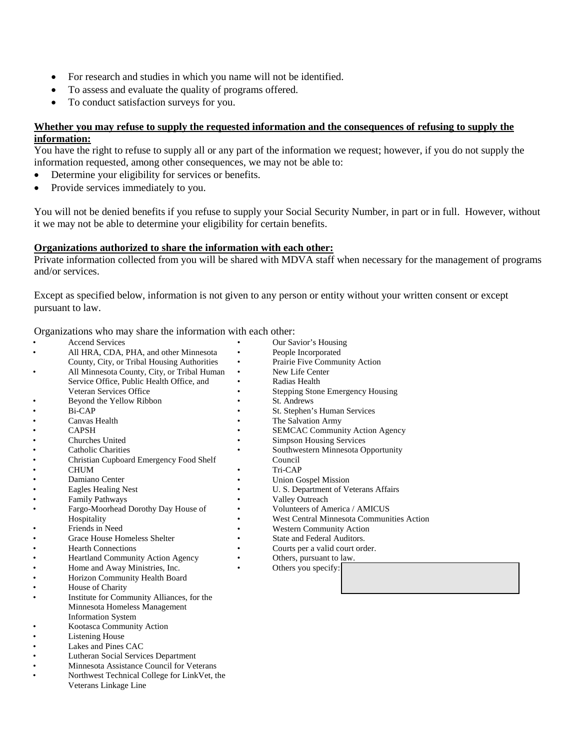- For research and studies in which you name will not be identified.
- To assess and evaluate the quality of programs offered.
- To conduct satisfaction surveys for you.

**Whether you may refuse to supply the requested information and the consequences of refusing to supply the information:**

You have the right to refuse to supply all or any part of the information we request; however, if you do not supply the information requested, among other consequences, we may not be able to:

- Determine your eligibility for services or benefits.
- Provide services immediately to you.

You will not be denied benefits if you refuse to supply your Social Security Number, in part or in full. However, without it we may not be able to determine your eligibility for certain benefits.

**Organizations authorized to share the information with each other:**

Private information collected from you will be shared with MDVA staff when necessary for the management of programs and/or services.

Except as specified below, information is not given to any person or entity without your written consent or except pursuant to law.

Organizations who may share the information with each other:

- Accend Services
- All HRA, CDA, PHA, and other Minnesota County, City, or Tribal Housing Authorities
- All Minnesota County, City, or Tribal Human Service Office, Public Health Office, and Veteran Services Office
- Beyond the Yellow Ribbon
- Bi-CAP
- Canvas Health
- CAPSH
- Churches United
- Catholic Charities
- Christian Cupboard Emergency Food Shelf
- CHUM
- Damiano Center
- Eagles Healing Nest
- Family Pathways
- Fargo-Moorhead Dorothy Day House of Hospitality
- Friends in Need
- Grace House Homeless Shelter
- Hearth Connections
- Heartland Community Action Agency
- Home and Away Ministries, Inc.
- Horizon Community Health Board
- House of Charity
- Institute for Community Alliances, for the Minnesota Homeless Management Information System
- Kootasca Community Action
- Listening House
- Lakes and Pines CAC
- Lutheran Social Services Department
- Minnesota Assistance Council for Veterans
- Northwest Technical College for LinkVet, the Veterans Linkage Line
- Our Savior's Housing
- People Incorporated
- Prairie Five Community Action
- New Life Center
- Radias Health
- Stepping Stone Emergency Housing
- St. Andrews
- St. Stephen's Human Services
- The Salvation Army
- SEMCAC Community Action Agency
- Simpson Housing Services
- Southwestern Minnesota Opportunity Council
- Tri-CAP
- Union Gospel Mission
- U. S. Department of Veterans Affairs
- Valley Outreach
- Volunteers of America / AMICUS
- West Central Minnesota Communities Action
- Western Community Action
- State and Federal Auditors.
- Courts per a valid court order.
- Others, pursuant to law.
- Others you specify: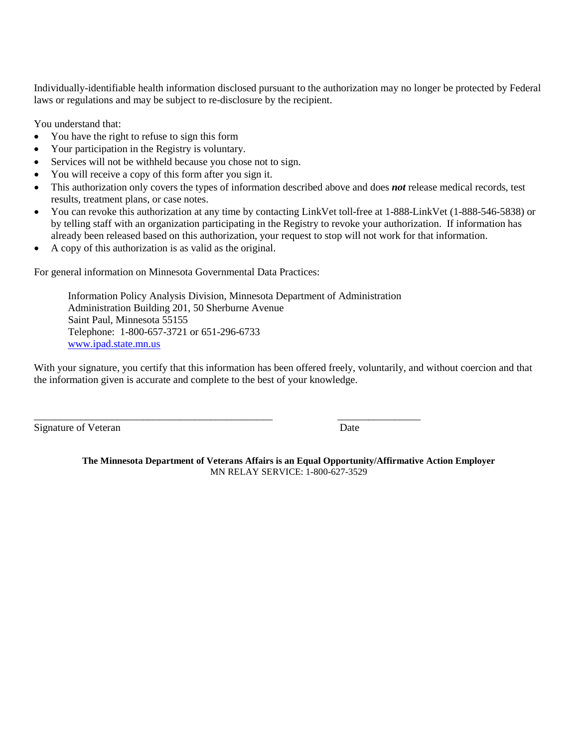Individually-identifiable health information disclosed pursuant to the authorization may no longer be protected by Federal laws or regulations and may be subject to re-disclosure by the recipient.

You understand that:

- You have the right to refuse to sign this form
- Your participation in the Registry is voluntary.
- Services will not be withheld because you chose not to sign.
- You will receive a copy of this form after you sign it.
- This authorization only covers the types of information described above and does ***not*** release medical records, test results, treatment plans, or case notes.
- You can revoke this authorization at any time by contacting LinkVet toll-free at 1-888-LinkVet (1-888-546-5838) or by telling staff with an organization participating in the Registry to revoke your authorization. If information has already been released based on this authorization, your request to stop will not work for that information.
- A copy of this authorization is as valid as the original.

For general information on Minnesota Governmental Data Practices:

> Information Policy Analysis Division, Minnesota Department of Administration
> Administration Building 201, 50 Sherburne Avenue
> Saint Paul, Minnesota 55155
> Telephone: 1-800-657-3721 or 651-296-6733
> [www.ipad.state.mn.us](http://www.ipad.state.mn.us)

With your signature, you certify that this information has been offered freely, voluntarily, and without coercion and that the information given is accurate and complete to the best of your knowledge.

_______________________________________________ ________________

Signature of Veteran Date

**The Minnesota Department of Veterans Affairs is an Equal Opportunity/Affirmative Action Employer**

MN RELAY SERVICE: 1-800-627-3529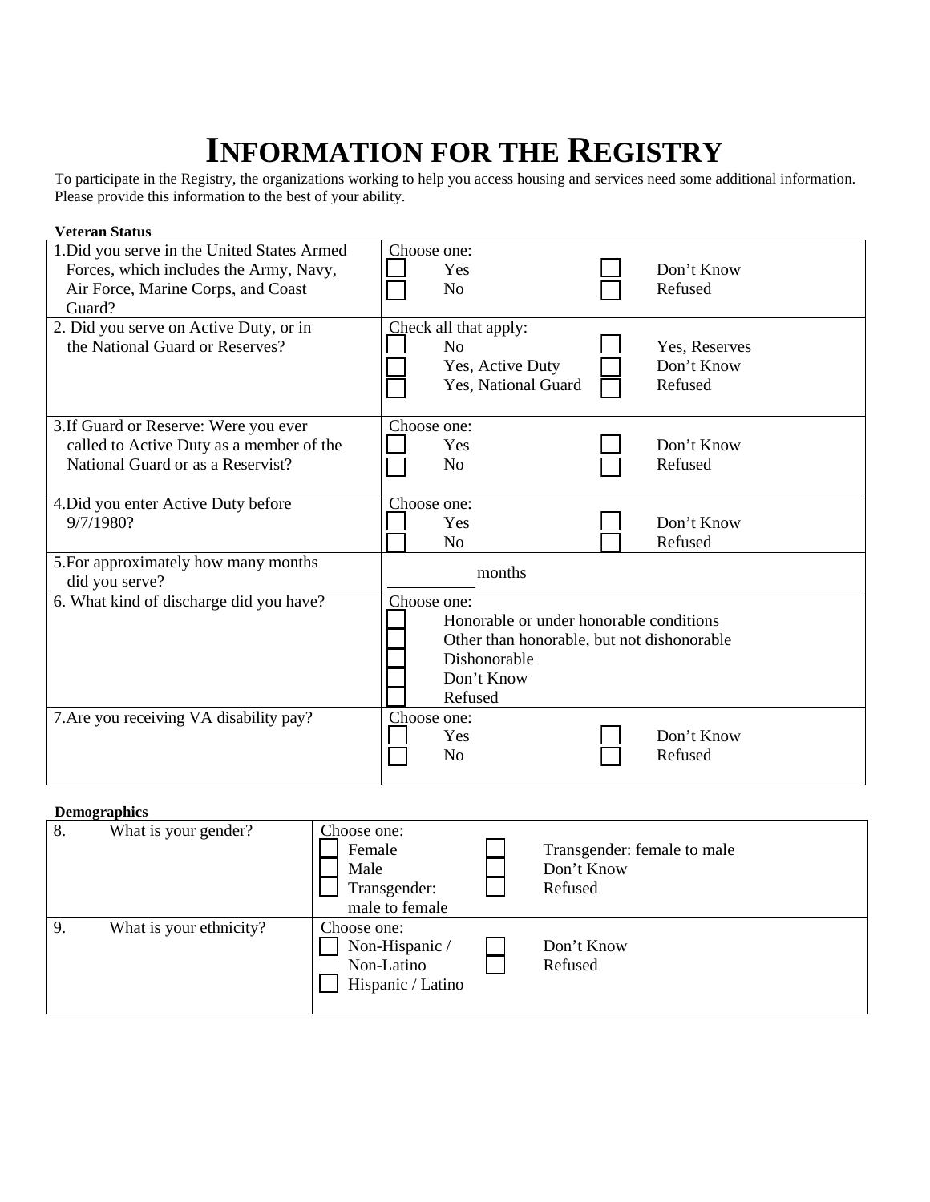# INFORMATION FOR THE REGISTRY

To participate in the Registry, the organizations working to help you access housing and services need some additional information. Please provide this information to the best of your ability.

**Veteran Status**

| Question | Response |
|---|---|
| 1. Did you serve in the United States Armed Forces, which includes the Army, Navy, Air Force, Marine Corps, and Coast Guard? | Choose one: ☐ Yes ☐ No ☐ Don't Know ☐ Refused |
| 2. Did you serve on Active Duty, or in the National Guard or Reserves? | Check all that apply: ☐ No ☐ Yes, Active Duty ☐ Yes, National Guard ☐ Yes, Reserves ☐ Don't Know ☐ Refused |
| 3. If Guard or Reserve: Were you ever called to Active Duty as a member of the National Guard or as a Reservist? | Choose one: ☐ Yes ☐ No ☐ Don't Know ☐ Refused |
| 4. Did you enter Active Duty before 9/7/1980? | Choose one: ☐ Yes ☐ No ☐ Don't Know ☐ Refused |
| 5. For approximately how many months did you serve? | ________ months |
| 6. What kind of discharge did you have? | Choose one: ☐ Honorable or under honorable conditions ☐ Other than honorable, but not dishonorable ☐ Dishonorable ☐ Don't Know ☐ Refused |
| 7. Are you receiving VA disability pay? | Choose one: ☐ Yes ☐ No ☐ Don't Know ☐ Refused |

**Demographics**

| Question | Response |
|---|---|
| 8. What is your gender? | Choose one: ☐ Female ☐ Male ☐ Transgender: male to female ☐ Transgender: female to male ☐ Don't Know ☐ Refused |
| 9. What is your ethnicity? | Choose one: ☐ Non-Hispanic / Non-Latino ☐ Hispanic / Latino ☐ Don't Know ☐ Refused |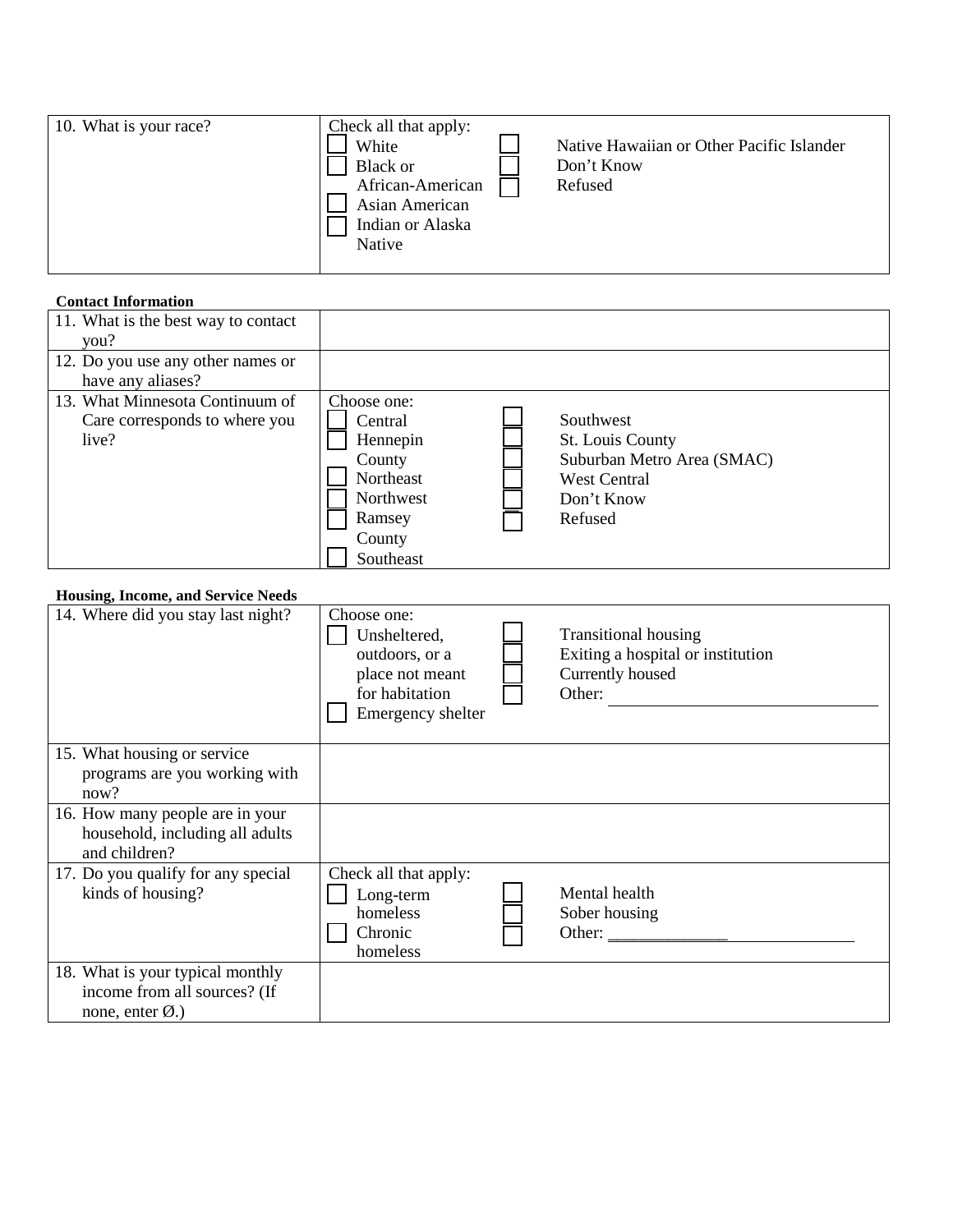| 10. What is your race? | Check all that apply:<br>☐ White<br>☐ Black or African-American<br>☐ Asian American<br>☐ Indian or Alaska Native<br>☐ Native Hawaiian or Other Pacific Islander<br>☐ Don't Know<br>☐ Refused |
|---|---|

**Contact Information**

| 11. What is the best way to contact you? | |
|---|---|
| 12. Do you use any other names or have any aliases? | |
| 13. What Minnesota Continuum of Care corresponds to where you live? | Choose one:<br>☐ Central<br>☐ Hennepin County<br>☐ Northeast<br>☐ Northwest<br>☐ Ramsey County<br>☐ Southeast<br>☐ Southwest<br>☐ St. Louis County<br>☐ Suburban Metro Area (SMAC)<br>☐ West Central<br>☐ Don't Know<br>☐ Refused |

**Housing, Income, and Service Needs**

| 14. Where did you stay last night? | Choose one:<br>☐ Unsheltered, outdoors, or a place not meant for habitation<br>☐ Emergency shelter<br>☐ Transitional housing<br>☐ Exiting a hospital or institution<br>☐ Currently housed<br>☐ Other: ______________________________ |
|---|---|
| 15. What housing or service programs are you working with now? | |
| 16. How many people are in your household, including all adults and children? | |
| 17. Do you qualify for any special kinds of housing? | Check all that apply:<br>☐ Long-term homeless<br>☐ Chronic homeless<br>☐ Mental health<br>☐ Sober housing<br>☐ Other: ______________________________ |
| 18. What is your typical monthly income from all sources? (If none, enter Ø.) | |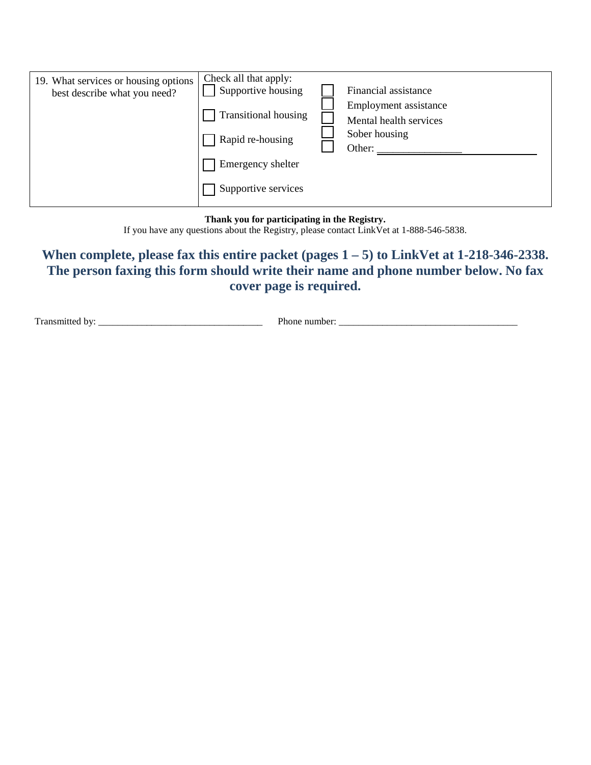| | | |
|---|---|---|
| 19. What services or housing options best describe what you need? | Check all that apply:<br>☐ Supportive housing<br>☐ Transitional housing<br>☐ Rapid re-housing<br>☐ Emergency shelter<br>☐ Supportive services | ☐ Financial assistance<br>☐ Employment assistance<br>☐ Mental health services<br>☐ Sober housing<br>☐ Other: _______________ |

**Thank you for participating in the Registry.**
If you have any questions about the Registry, please contact LinkVet at 1-888-546-5838.

**When complete, please fax this entire packet (pages 1 – 5) to LinkVet at 1-218-346-2338. The person faxing this form should write their name and phone number below. No fax cover page is required.**

Transmitted by: _________________________________ Phone number: ____________________________________